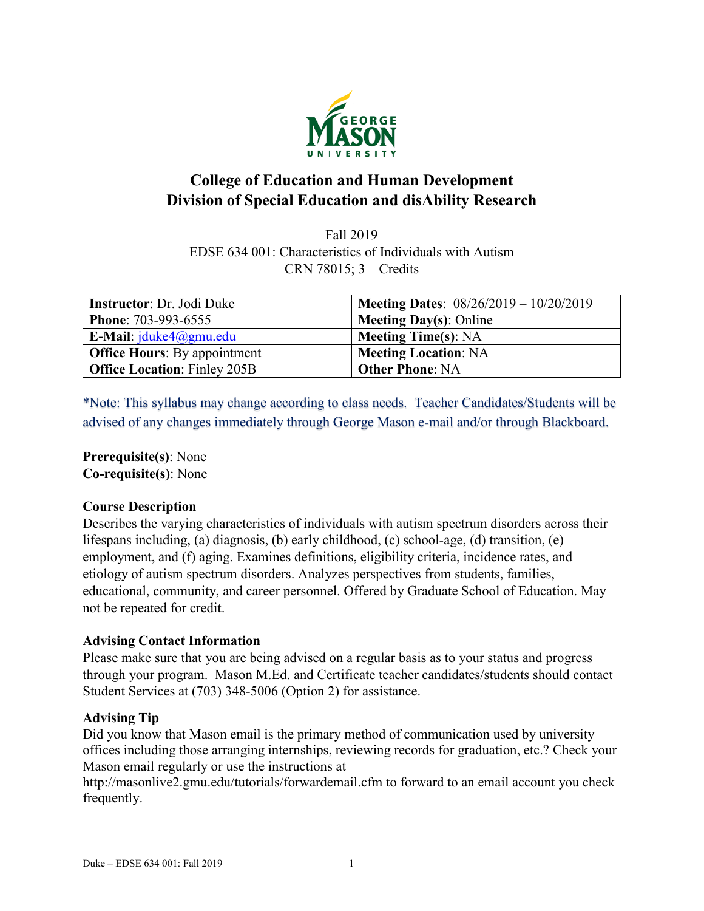# College of Education and Human Development
# Division of Special Education and disAbility Research

Fall 2019
EDSE 634 001: Characteristics of Individuals with Autism
CRN 78015; 3 – Credits

| **Instructor**: Dr. Jodi Duke | **Meeting Dates**: 08/26/2019 – 10/20/2019 |
|---|---|
| **Phone**: 703-993-6555 | **Meeting Day(s)**: Online |
| **E-Mail**: jduke4@gmu.edu | **Meeting Time(s)**: NA |
| **Office Hours**: By appointment | **Meeting Location**: NA |
| **Office Location**: Finley 205B | **Other Phone**: NA |

*Note: This syllabus may change according to class needs. Teacher Candidates/Students will be advised of any changes immediately through George Mason e-mail and/or through Blackboard.

**Prerequisite(s)**: None
**Co-requisite(s)**: None

### Course Description

Describes the varying characteristics of individuals with autism spectrum disorders across their lifespans including, (a) diagnosis, (b) early childhood, (c) school-age, (d) transition, (e) employment, and (f) aging. Examines definitions, eligibility criteria, incidence rates, and etiology of autism spectrum disorders. Analyzes perspectives from students, families, educational, community, and career personnel. Offered by Graduate School of Education. May not be repeated for credit.

### Advising Contact Information

Please make sure that you are being advised on a regular basis as to your status and progress through your program. Mason M.Ed. and Certificate teacher candidates/students should contact Student Services at (703) 348-5006 (Option 2) for assistance.

### Advising Tip

Did you know that Mason email is the primary method of communication used by university offices including those arranging internships, reviewing records for graduation, etc.? Check your Mason email regularly or use the instructions at http://masonlive2.gmu.edu/tutorials/forwardemail.cfm to forward to an email account you check frequently.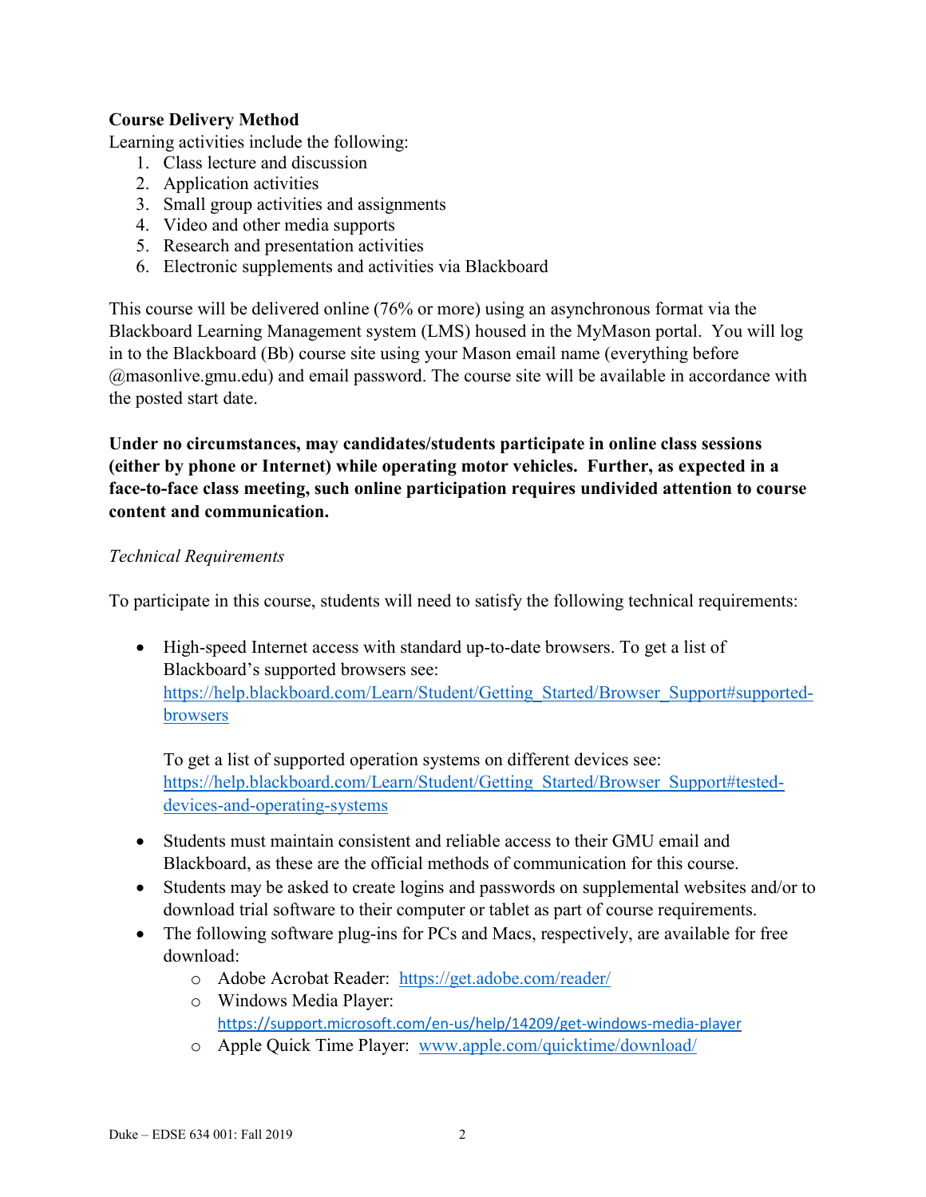**Course Delivery Method**

Learning activities include the following:

1. Class lecture and discussion
2. Application activities
3. Small group activities and assignments
4. Video and other media supports
5. Research and presentation activities
6. Electronic supplements and activities via Blackboard

This course will be delivered online (76% or more) using an asynchronous format via the Blackboard Learning Management system (LMS) housed in the MyMason portal. You will log in to the Blackboard (Bb) course site using your Mason email name (everything before @masonlive.gmu.edu) and email password. The course site will be available in accordance with the posted start date.

**Under no circumstances, may candidates/students participate in online class sessions (either by phone or Internet) while operating motor vehicles. Further, as expected in a face-to-face class meeting, such online participation requires undivided attention to course content and communication.**

*Technical Requirements*

To participate in this course, students will need to satisfy the following technical requirements:

- High-speed Internet access with standard up-to-date browsers. To get a list of Blackboard's supported browsers see: https://help.blackboard.com/Learn/Student/Getting_Started/Browser_Support#supported-browsers

  To get a list of supported operation systems on different devices see: https://help.blackboard.com/Learn/Student/Getting_Started/Browser_Support#tested-devices-and-operating-systems

- Students must maintain consistent and reliable access to their GMU email and Blackboard, as these are the official methods of communication for this course.
- Students may be asked to create logins and passwords on supplemental websites and/or to download trial software to their computer or tablet as part of course requirements.
- The following software plug-ins for PCs and Macs, respectively, are available for free download:
  - Adobe Acrobat Reader: https://get.adobe.com/reader/
  - Windows Media Player: https://support.microsoft.com/en-us/help/14209/get-windows-media-player
  - Apple Quick Time Player: www.apple.com/quicktime/download/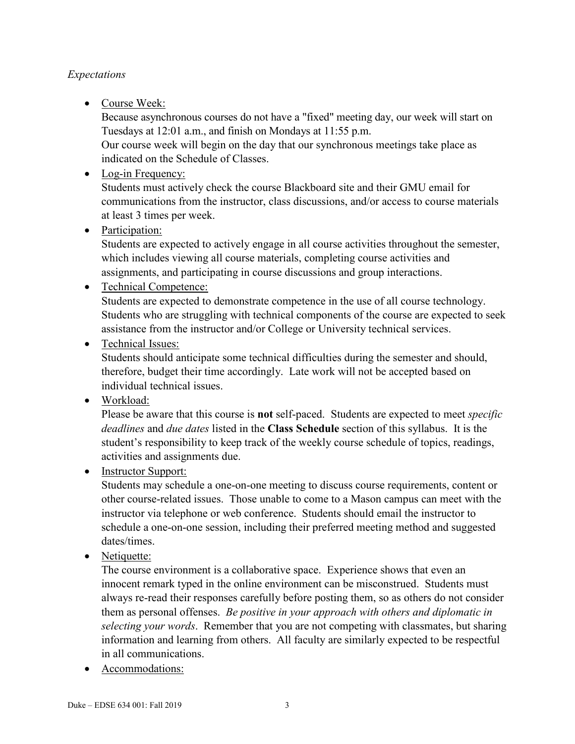*Expectations*

- <u>Course Week:</u>
  Because asynchronous courses do not have a "fixed" meeting day, our week will start on Tuesdays at 12:01 a.m., and finish on Mondays at 11:55 p.m.
  Our course week will begin on the day that our synchronous meetings take place as indicated on the Schedule of Classes.
- <u>Log-in Frequency:</u>
  Students must actively check the course Blackboard site and their GMU email for communications from the instructor, class discussions, and/or access to course materials at least 3 times per week.
- <u>Participation:</u>
  Students are expected to actively engage in all course activities throughout the semester, which includes viewing all course materials, completing course activities and assignments, and participating in course discussions and group interactions.
- <u>Technical Competence:</u>
  Students are expected to demonstrate competence in the use of all course technology. Students who are struggling with technical components of the course are expected to seek assistance from the instructor and/or College or University technical services.
- <u>Technical Issues:</u>
  Students should anticipate some technical difficulties during the semester and should, therefore, budget their time accordingly. Late work will not be accepted based on individual technical issues.
- <u>Workload:</u>
  Please be aware that this course is **not** self-paced. Students are expected to meet *specific deadlines* and *due dates* listed in the **Class Schedule** section of this syllabus. It is the student's responsibility to keep track of the weekly course schedule of topics, readings, activities and assignments due.
- <u>Instructor Support:</u>
  Students may schedule a one-on-one meeting to discuss course requirements, content or other course-related issues. Those unable to come to a Mason campus can meet with the instructor via telephone or web conference. Students should email the instructor to schedule a one-on-one session, including their preferred meeting method and suggested dates/times.
- <u>Netiquette:</u>
  The course environment is a collaborative space. Experience shows that even an innocent remark typed in the online environment can be misconstrued. Students must always re-read their responses carefully before posting them, so as others do not consider them as personal offenses. *Be positive in your approach with others and diplomatic in selecting your words*. Remember that you are not competing with classmates, but sharing information and learning from others. All faculty are similarly expected to be respectful in all communications.
- <u>Accommodations:</u>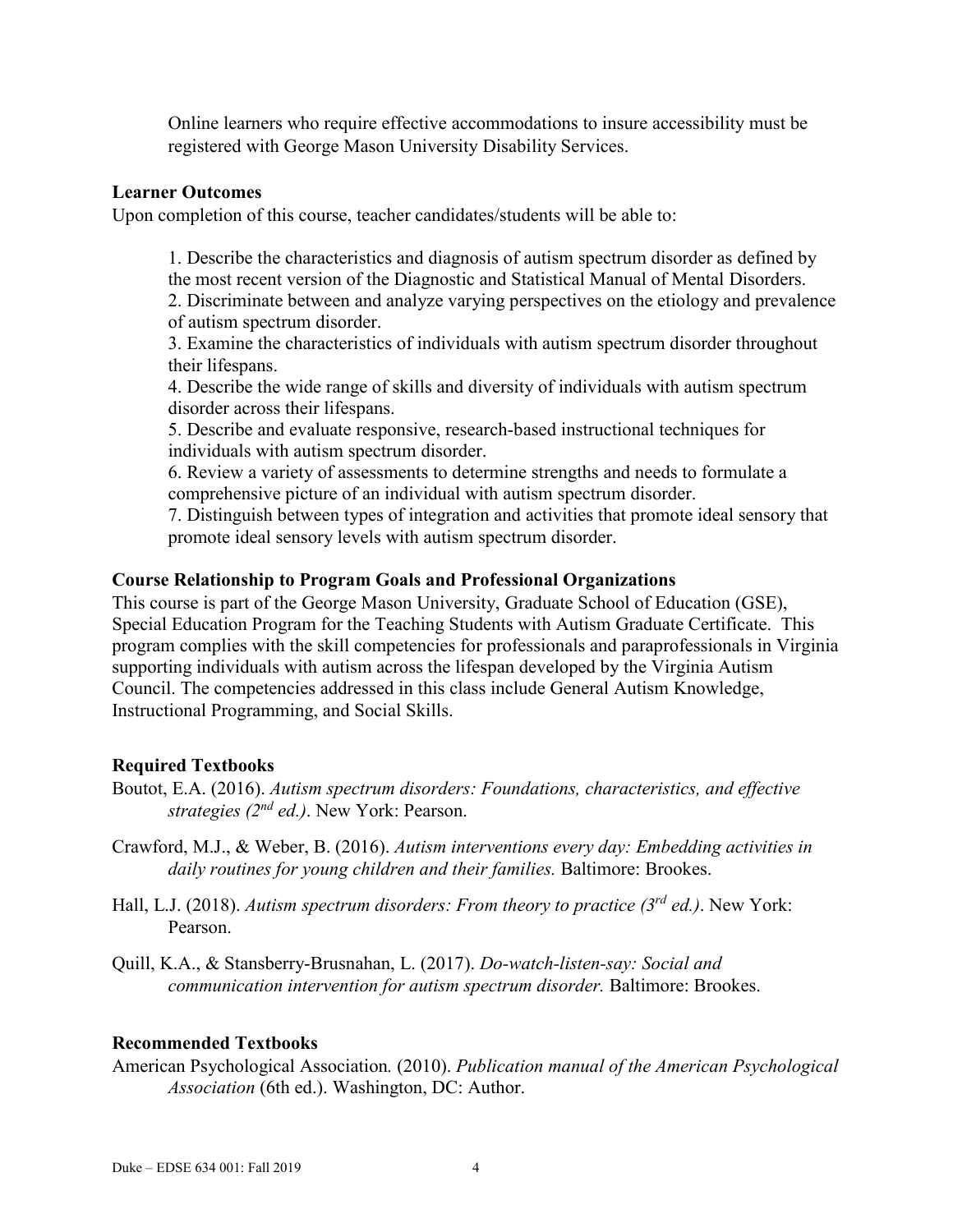Online learners who require effective accommodations to insure accessibility must be registered with George Mason University Disability Services.

### Learner Outcomes

Upon completion of this course, teacher candidates/students will be able to:

1. Describe the characteristics and diagnosis of autism spectrum disorder as defined by the most recent version of the Diagnostic and Statistical Manual of Mental Disorders.
2. Discriminate between and analyze varying perspectives on the etiology and prevalence of autism spectrum disorder.
3. Examine the characteristics of individuals with autism spectrum disorder throughout their lifespans.
4. Describe the wide range of skills and diversity of individuals with autism spectrum disorder across their lifespans.
5. Describe and evaluate responsive, research-based instructional techniques for individuals with autism spectrum disorder.
6. Review a variety of assessments to determine strengths and needs to formulate a comprehensive picture of an individual with autism spectrum disorder.
7. Distinguish between types of integration and activities that promote ideal sensory that promote ideal sensory levels with autism spectrum disorder.

### Course Relationship to Program Goals and Professional Organizations

This course is part of the George Mason University, Graduate School of Education (GSE), Special Education Program for the Teaching Students with Autism Graduate Certificate. This program complies with the skill competencies for professionals and paraprofessionals in Virginia supporting individuals with autism across the lifespan developed by the Virginia Autism Council. The competencies addressed in this class include General Autism Knowledge, Instructional Programming, and Social Skills.

### Required Textbooks

Boutot, E.A. (2016). *Autism spectrum disorders: Foundations, characteristics, and effective strategies (2nd ed.)*. New York: Pearson.

Crawford, M.J., & Weber, B. (2016). *Autism interventions every day: Embedding activities in daily routines for young children and their families.* Baltimore: Brookes.

Hall, L.J. (2018). *Autism spectrum disorders: From theory to practice (3rd ed.)*. New York: Pearson.

Quill, K.A., & Stansberry-Brusnahan, L. (2017). *Do-watch-listen-say: Social and communication intervention for autism spectrum disorder.* Baltimore: Brookes.

### Recommended Textbooks

American Psychological Association. (2010). *Publication manual of the American Psychological Association* (6th ed.). Washington, DC: Author.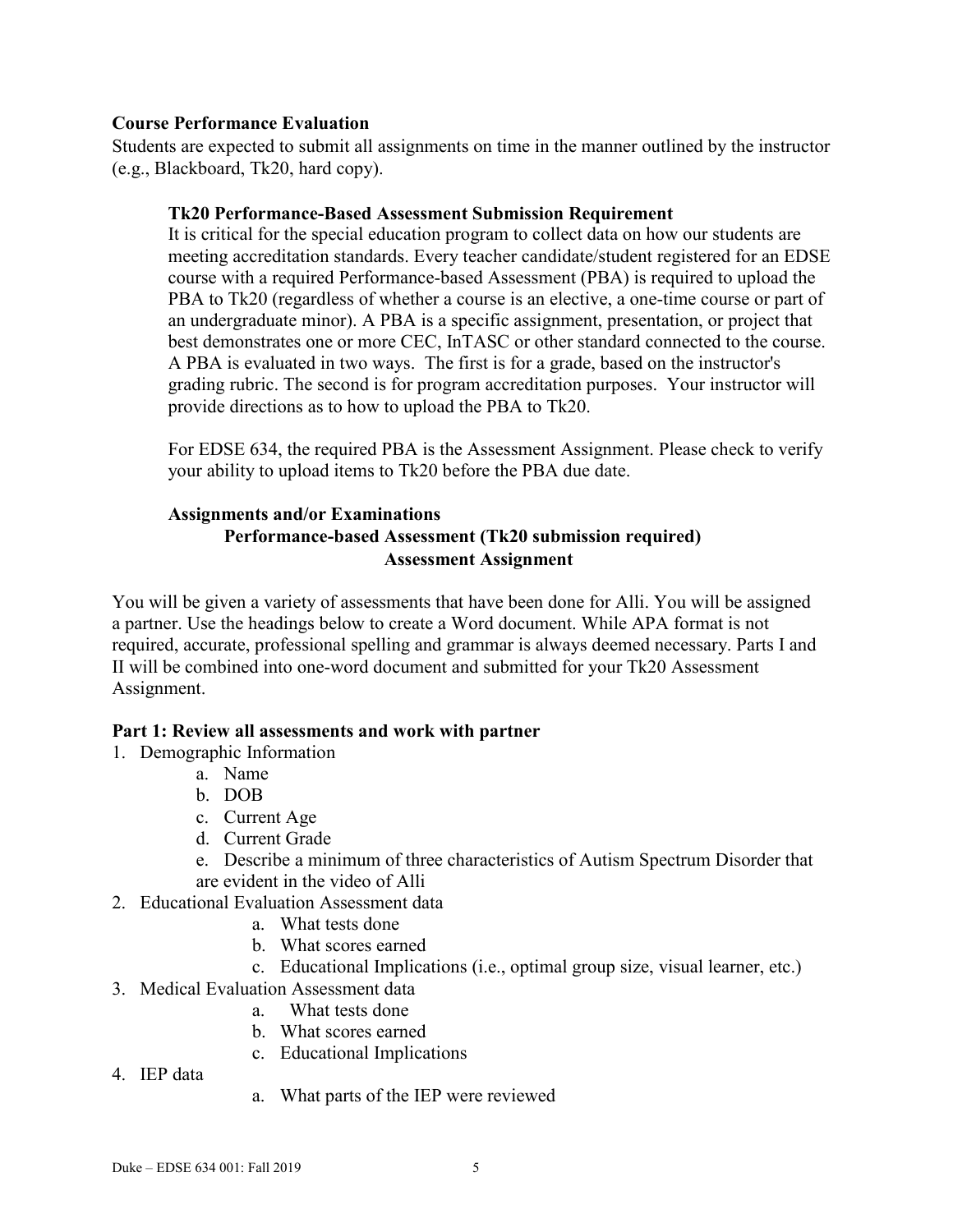**Course Performance Evaluation**

Students are expected to submit all assignments on time in the manner outlined by the instructor (e.g., Blackboard, Tk20, hard copy).

**Tk20 Performance-Based Assessment Submission Requirement**

It is critical for the special education program to collect data on how our students are meeting accreditation standards. Every teacher candidate/student registered for an EDSE course with a required Performance-based Assessment (PBA) is required to upload the PBA to Tk20 (regardless of whether a course is an elective, a one-time course or part of an undergraduate minor). A PBA is a specific assignment, presentation, or project that best demonstrates one or more CEC, InTASC or other standard connected to the course. A PBA is evaluated in two ways. The first is for a grade, based on the instructor's grading rubric. The second is for program accreditation purposes. Your instructor will provide directions as to how to upload the PBA to Tk20.

For EDSE 634, the required PBA is the Assessment Assignment. Please check to verify your ability to upload items to Tk20 before the PBA due date.

**Assignments and/or Examinations**

**Performance-based Assessment (Tk20 submission required)**

**Assessment Assignment**

You will be given a variety of assessments that have been done for Alli. You will be assigned a partner. Use the headings below to create a Word document. While APA format is not required, accurate, professional spelling and grammar is always deemed necessary. Parts I and II will be combined into one-word document and submitted for your Tk20 Assessment Assignment.

**Part 1: Review all assessments and work with partner**

1. Demographic Information
   a. Name
   b. DOB
   c. Current Age
   d. Current Grade
   e. Describe a minimum of three characteristics of Autism Spectrum Disorder that are evident in the video of Alli
2. Educational Evaluation Assessment data
   a. What tests done
   b. What scores earned
   c. Educational Implications (i.e., optimal group size, visual learner, etc.)
3. Medical Evaluation Assessment data
   a. What tests done
   b. What scores earned
   c. Educational Implications
4. IEP data
   a. What parts of the IEP were reviewed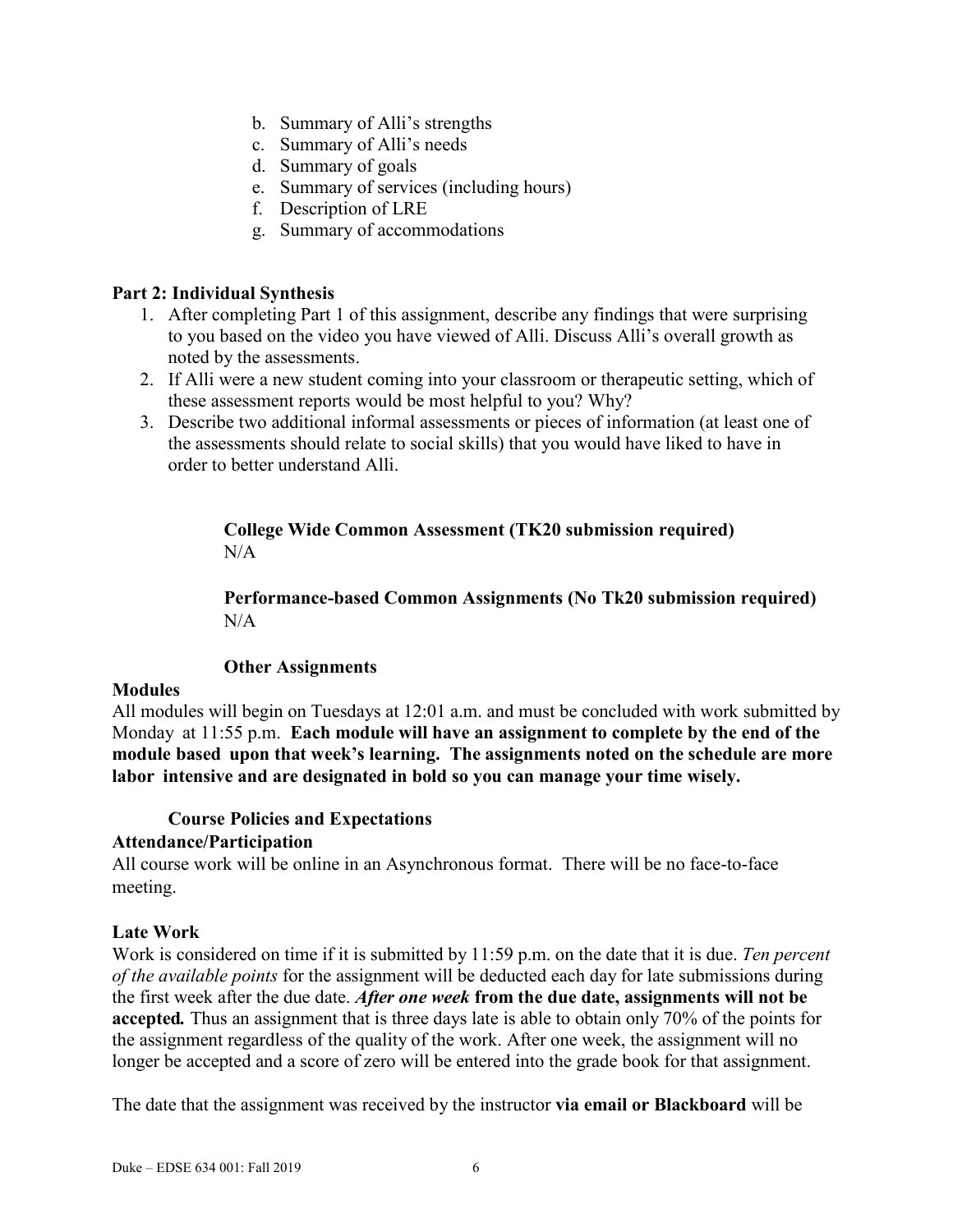b. Summary of Alli's strengths
c. Summary of Alli's needs
d. Summary of goals
e. Summary of services (including hours)
f. Description of LRE
g. Summary of accommodations

**Part 2: Individual Synthesis**

1. After completing Part 1 of this assignment, describe any findings that were surprising to you based on the video you have viewed of Alli. Discuss Alli's overall growth as noted by the assessments.
2. If Alli were a new student coming into your classroom or therapeutic setting, which of these assessment reports would be most helpful to you? Why?
3. Describe two additional informal assessments or pieces of information (at least one of the assessments should relate to social skills) that you would have liked to have in order to better understand Alli.

**College Wide Common Assessment (TK20 submission required)**
N/A

**Performance-based Common Assignments (No Tk20 submission required)**
N/A

**Other Assignments**

**Modules**

All modules will begin on Tuesdays at 12:01 a.m. and must be concluded with work submitted by Monday at 11:55 p.m. **Each module will have an assignment to complete by the end of the module based upon that week's learning. The assignments noted on the schedule are more labor intensive and are designated in bold so you can manage your time wisely.**

**Course Policies and Expectations**

**Attendance/Participation**

All course work will be online in an Asynchronous format. There will be no face-to-face meeting.

**Late Work**

Work is considered on time if it is submitted by 11:59 p.m. on the date that it is due. *Ten percent of the available points* for the assignment will be deducted each day for late submissions during the first week after the due date. ***After one week*** **from the due date, assignments will not be accepted.** Thus an assignment that is three days late is able to obtain only 70% of the points for the assignment regardless of the quality of the work. After one week, the assignment will no longer be accepted and a score of zero will be entered into the grade book for that assignment.

The date that the assignment was received by the instructor **via email or Blackboard** will be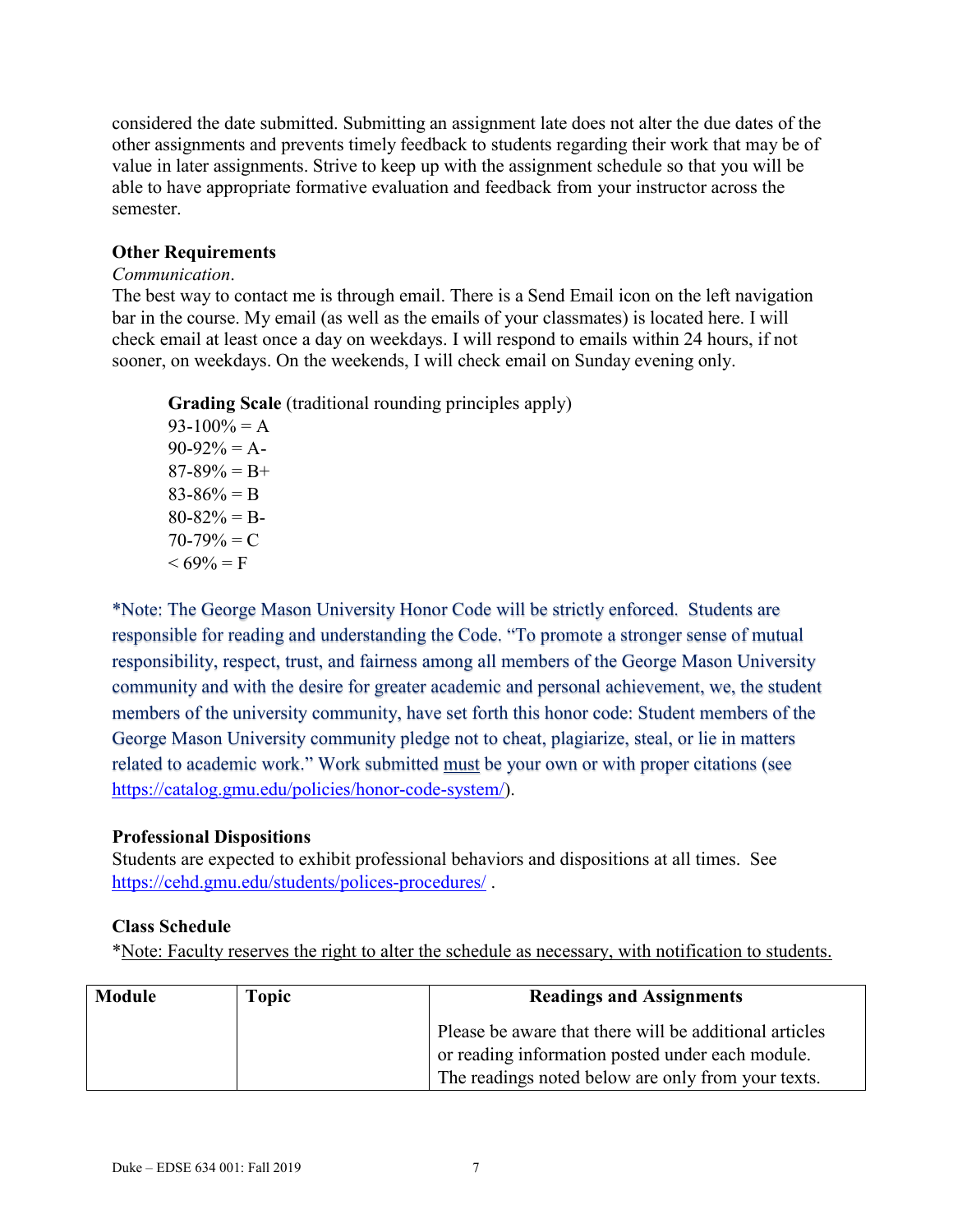considered the date submitted. Submitting an assignment late does not alter the due dates of the other assignments and prevents timely feedback to students regarding their work that may be of value in later assignments. Strive to keep up with the assignment schedule so that you will be able to have appropriate formative evaluation and feedback from your instructor across the semester.

**Other Requirements**

*Communication*.

The best way to contact me is through email. There is a Send Email icon on the left navigation bar in the course. My email (as well as the emails of your classmates) is located here. I will check email at least once a day on weekdays. I will respond to emails within 24 hours, if not sooner, on weekdays. On the weekends, I will check email on Sunday evening only.

**Grading Scale** (traditional rounding principles apply)

93-100% = A
90-92% = A-
87-89% = B+
83-86% = B
80-82% = B-
70-79% = C
< 69% = F

*Note: The George Mason University Honor Code will be strictly enforced. Students are responsible for reading and understanding the Code. "To promote a stronger sense of mutual responsibility, respect, trust, and fairness among all members of the George Mason University community and with the desire for greater academic and personal achievement, we, the student members of the university community, have set forth this honor code: Student members of the George Mason University community pledge not to cheat, plagiarize, steal, or lie in matters related to academic work." Work submitted <u>must</u> be your own or with proper citations (see https://catalog.gmu.edu/policies/honor-code-system/).

**Professional Dispositions**

Students are expected to exhibit professional behaviors and dispositions at all times. See https://cehd.gmu.edu/students/polices-procedures/ .

**Class Schedule**

*<u>Note: Faculty reserves the right to alter the schedule as necessary, with notification to students.</u>

| Module | Topic | Readings and Assignments |
|---|---|---|
| | | Please be aware that there will be additional articles or reading information posted under each module. The readings noted below are only from your texts. |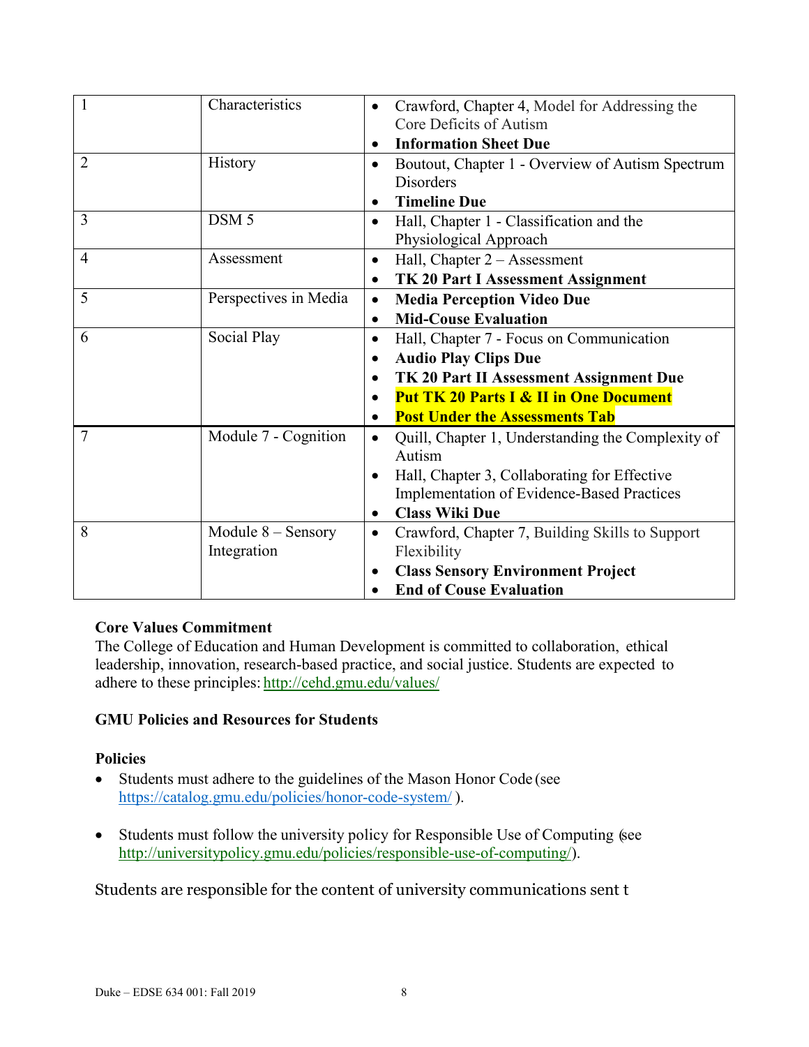| 1 | Characteristics | • Crawford, Chapter 4, Model for Addressing the Core Deficits of Autism<br>• **Information Sheet Due** |
|---|---|---|
| 2 | History | • Boutout, Chapter 1 - Overview of Autism Spectrum Disorders<br>• **Timeline Due** |
| 3 | DSM 5 | • Hall, Chapter 1 - Classification and the Physiological Approach |
| 4 | Assessment | • Hall, Chapter 2 – Assessment<br>• **TK 20 Part I Assessment Assignment** |
| 5 | Perspectives in Media | • **Media Perception Video Due**<br>• **Mid-Couse Evaluation** |
| 6 | Social Play | • Hall, Chapter 7 - Focus on Communication<br>• **Audio Play Clips Due**<br>• **TK 20 Part II Assessment Assignment Due**<br>• **Put TK 20 Parts I & II in One Document**<br>• **Post Under the Assessments Tab** |
| 7 | Module 7 - Cognition | • Quill, Chapter 1, Understanding the Complexity of Autism<br>• Hall, Chapter 3, Collaborating for Effective Implementation of Evidence-Based Practices<br>• **Class Wiki Due** |
| 8 | Module 8 – Sensory Integration | • Crawford, Chapter 7, Building Skills to Support Flexibility<br>• **Class Sensory Environment Project**<br>• **End of Couse Evaluation** |

**Core Values Commitment**
The College of Education and Human Development is committed to collaboration, ethical leadership, innovation, research-based practice, and social justice. Students are expected to adhere to these principles: http://cehd.gmu.edu/values/

**GMU Policies and Resources for Students**

**Policies**

- Students must adhere to the guidelines of the Mason Honor Code (see https://catalog.gmu.edu/policies/honor-code-system/ ).
- Students must follow the university policy for Responsible Use of Computing (see http://universitypolicy.gmu.edu/policies/responsible-use-of-computing/).

Students are responsible for the content of university communications sent t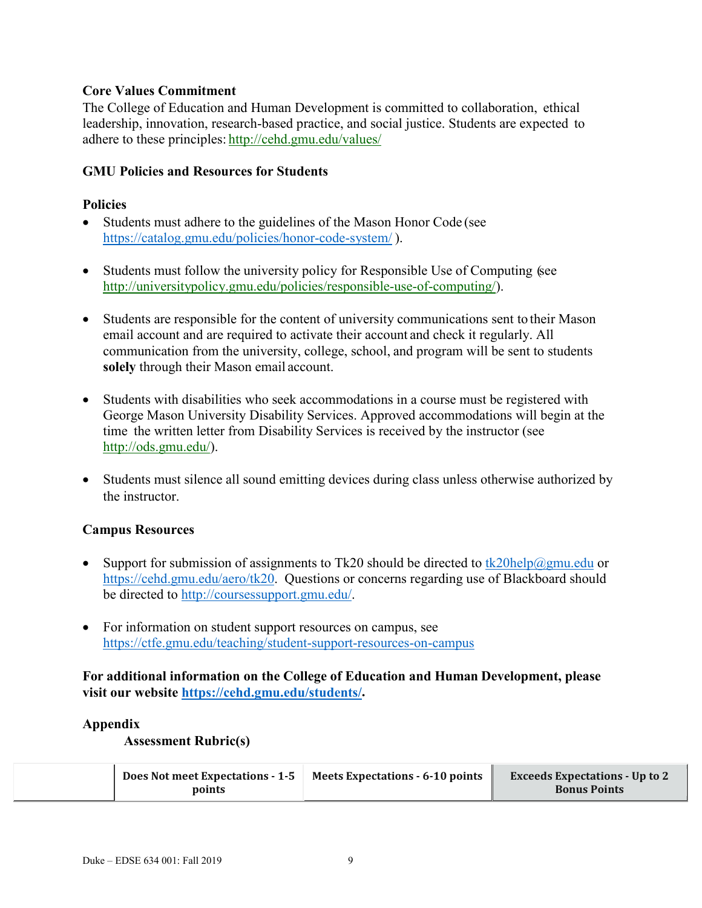**Core Values Commitment**

The College of Education and Human Development is committed to collaboration, ethical leadership, innovation, research-based practice, and social justice. Students are expected to adhere to these principles: http://cehd.gmu.edu/values/

**GMU Policies and Resources for Students**

**Policies**

- Students must adhere to the guidelines of the Mason Honor Code (see https://catalog.gmu.edu/policies/honor-code-system/ ).

- Students must follow the university policy for Responsible Use of Computing (see http://universitypolicy.gmu.edu/policies/responsible-use-of-computing/).

- Students are responsible for the content of university communications sent to their Mason email account and are required to activate their account and check it regularly. All communication from the university, college, school, and program will be sent to students **solely** through their Mason email account.

- Students with disabilities who seek accommodations in a course must be registered with George Mason University Disability Services. Approved accommodations will begin at the time the written letter from Disability Services is received by the instructor (see http://ods.gmu.edu/).

- Students must silence all sound emitting devices during class unless otherwise authorized by the instructor.

**Campus Resources**

- Support for submission of assignments to Tk20 should be directed to tk20help@gmu.edu or https://cehd.gmu.edu/aero/tk20. Questions or concerns regarding use of Blackboard should be directed to http://coursessupport.gmu.edu/.

- For information on student support resources on campus, see https://ctfe.gmu.edu/teaching/student-support-resources-on-campus

**For additional information on the College of Education and Human Development, please visit our website https://cehd.gmu.edu/students/.**

**Appendix**

**Assessment Rubric(s)**

| | Does Not meet Expectations - 1-5 points | Meets Expectations - 6-10 points | Exceeds Expectations - Up to 2 Bonus Points |
|---|---|---|---|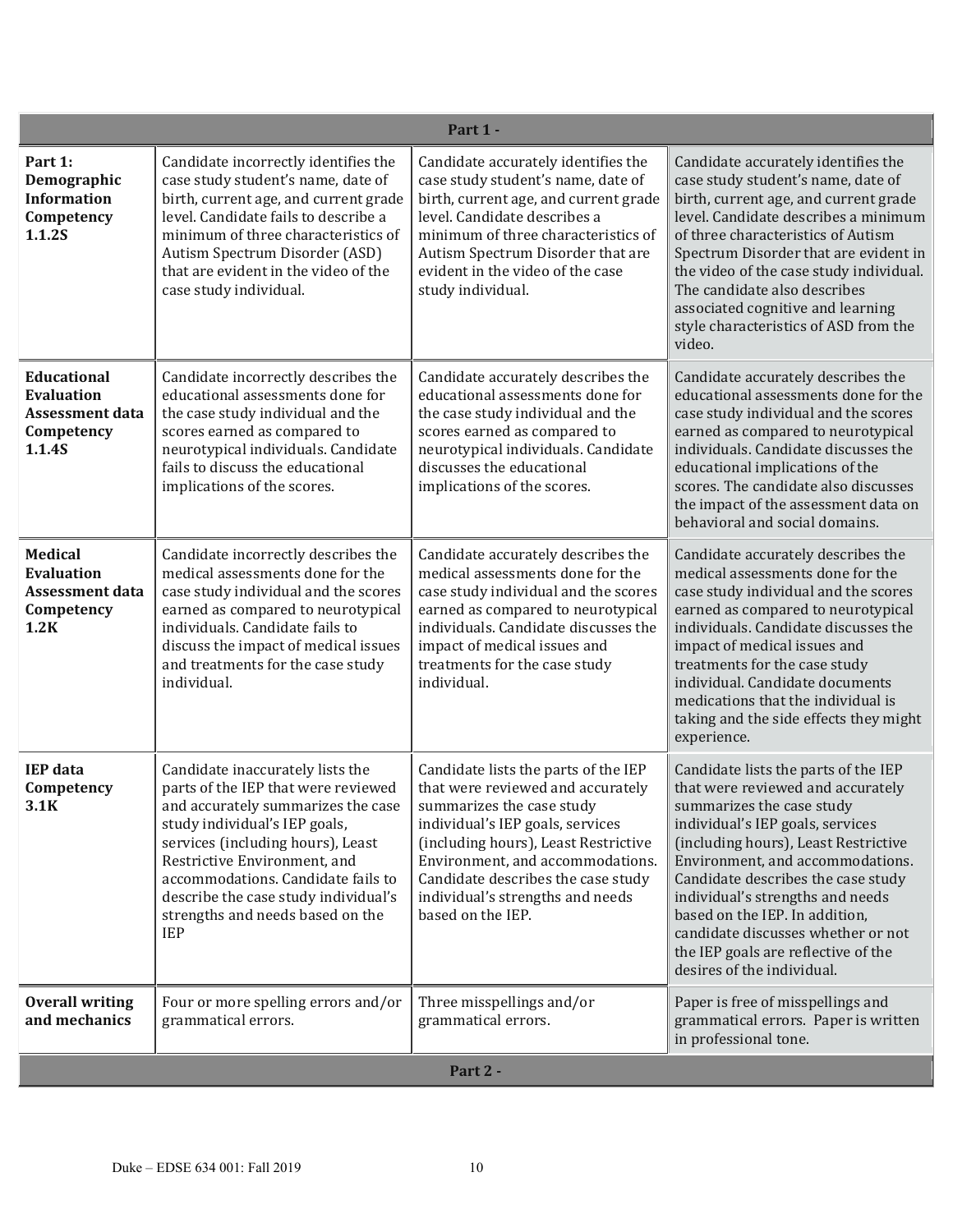| Part 1 - | | | |
|---|---|---|---|
| **Part 1: Demographic Information Competency 1.1.2S** | Candidate incorrectly identifies the case study student's name, date of birth, current age, and current grade level. Candidate fails to describe a minimum of three characteristics of Autism Spectrum Disorder (ASD) that are evident in the video of the case study individual. | Candidate accurately identifies the case study student's name, date of birth, current age, and current grade level. Candidate describes a minimum of three characteristics of Autism Spectrum Disorder that are evident in the video of the case study individual. | Candidate accurately identifies the case study student's name, date of birth, current age, and current grade level. Candidate describes a minimum of three characteristics of Autism Spectrum Disorder that are evident in the video of the case study individual. The candidate also describes associated cognitive and learning style characteristics of ASD from the video. |
| **Educational Evaluation Assessment data Competency 1.1.4S** | Candidate incorrectly describes the educational assessments done for the case study individual and the scores earned as compared to neurotypical individuals. Candidate fails to discuss the educational implications of the scores. | Candidate accurately describes the educational assessments done for the case study individual and the scores earned as compared to neurotypical individuals. Candidate discusses the educational implications of the scores. | Candidate accurately describes the educational assessments done for the case study individual and the scores earned as compared to neurotypical individuals. Candidate discusses the educational implications of the scores. The candidate also discusses the impact of the assessment data on behavioral and social domains. |
| **Medical Evaluation Assessment data Competency 1.2K** | Candidate incorrectly describes the medical assessments done for the case study individual and the scores earned as compared to neurotypical individuals. Candidate fails to discuss the impact of medical issues and treatments for the case study individual. | Candidate accurately describes the medical assessments done for the case study individual and the scores earned as compared to neurotypical individuals. Candidate discusses the impact of medical issues and treatments for the case study individual. | Candidate accurately describes the medical assessments done for the case study individual and the scores earned as compared to neurotypical individuals. Candidate discusses the impact of medical issues and treatments for the case study individual. Candidate documents medications that the individual is taking and the side effects they might experience. |
| **IEP data Competency 3.1K** | Candidate inaccurately lists the parts of the IEP that were reviewed and accurately summarizes the case study individual's IEP goals, services (including hours), Least Restrictive Environment, and accommodations. Candidate fails to describe the case study individual's strengths and needs based on the IEP | Candidate lists the parts of the IEP that were reviewed and accurately summarizes the case study individual's IEP goals, services (including hours), Least Restrictive Environment, and accommodations. Candidate describes the case study individual's strengths and needs based on the IEP. | Candidate lists the parts of the IEP that were reviewed and accurately summarizes the case study individual's IEP goals, services (including hours), Least Restrictive Environment, and accommodations. Candidate describes the case study individual's strengths and needs based on the IEP. In addition, candidate discusses whether or not the IEP goals are reflective of the desires of the individual. |
| **Overall writing and mechanics** | Four or more spelling errors and/or grammatical errors. | Three misspellings and/or grammatical errors. | Paper is free of misspellings and grammatical errors. Paper is written in professional tone. |
| **Part 2 -** | | | |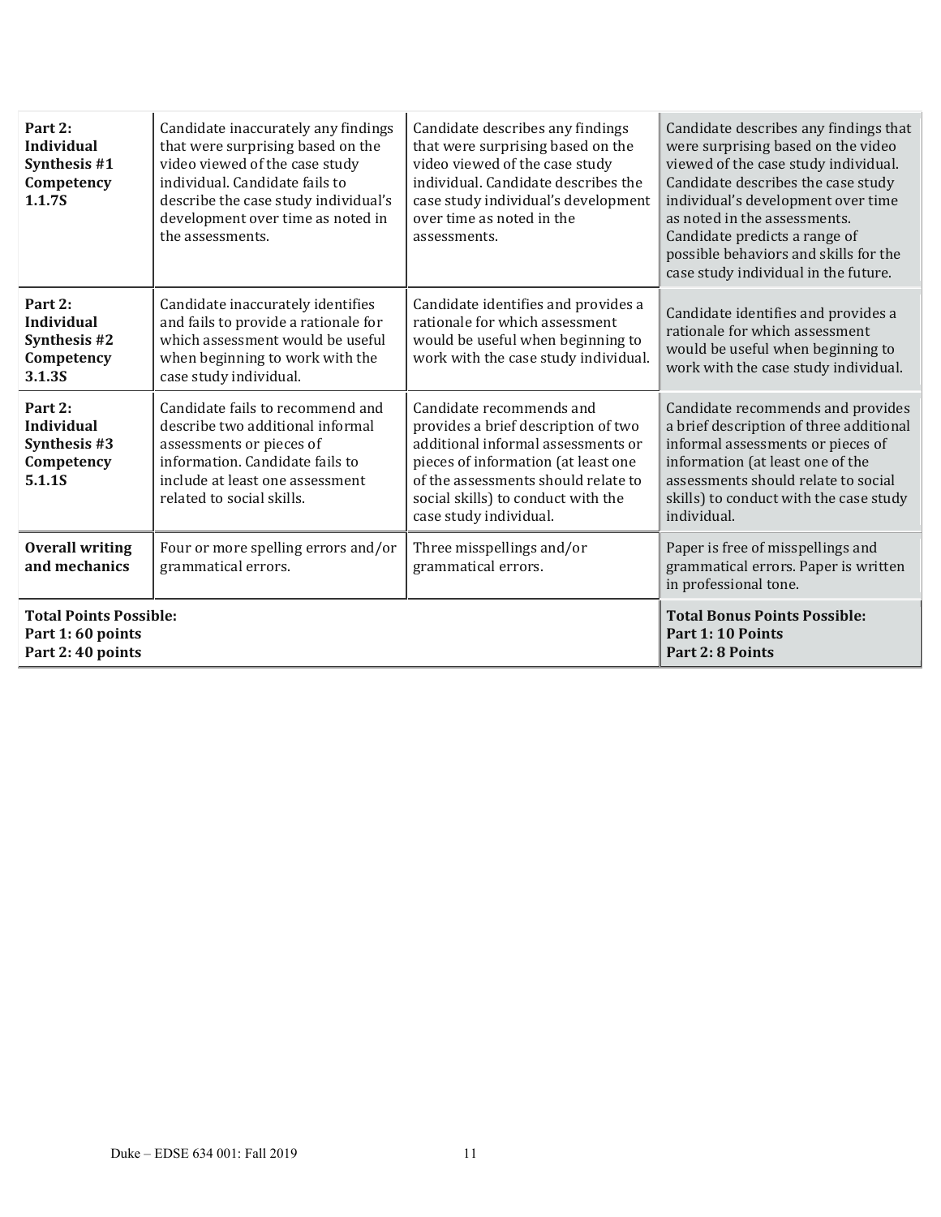| | | | |
|---|---|---|---|
| **Part 2: Individual Synthesis #1 Competency 1.1.7S** | Candidate inaccurately any findings that were surprising based on the video viewed of the case study individual. Candidate fails to describe the case study individual's development over time as noted in the assessments. | Candidate describes any findings that were surprising based on the video viewed of the case study individual. Candidate describes the case study individual's development over time as noted in the assessments. | Candidate describes any findings that were surprising based on the video viewed of the case study individual. Candidate describes the case study individual's development over time as noted in the assessments. Candidate predicts a range of possible behaviors and skills for the case study individual in the future. |
| **Part 2: Individual Synthesis #2 Competency 3.1.3S** | Candidate inaccurately identifies and fails to provide a rationale for which assessment would be useful when beginning to work with the case study individual. | Candidate identifies and provides a rationale for which assessment would be useful when beginning to work with the case study individual. | Candidate identifies and provides a rationale for which assessment would be useful when beginning to work with the case study individual. |
| **Part 2: Individual Synthesis #3 Competency 5.1.1S** | Candidate fails to recommend and describe two additional informal assessments or pieces of information. Candidate fails to include at least one assessment related to social skills. | Candidate recommends and provides a brief description of two additional informal assessments or pieces of information (at least one of the assessments should relate to social skills) to conduct with the case study individual. | Candidate recommends and provides a brief description of three additional informal assessments or pieces of information (at least one of the assessments should relate to social skills) to conduct with the case study individual. |
| **Overall writing and mechanics** | Four or more spelling errors and/or grammatical errors. | Three misspellings and/or grammatical errors. | Paper is free of misspellings and grammatical errors. Paper is written in professional tone. |
| **Total Points Possible:**<br>**Part 1: 60 points**<br>**Part 2: 40 points** | | | **Total Bonus Points Possible:**<br>**Part 1: 10 Points**<br>**Part 2: 8 Points** |